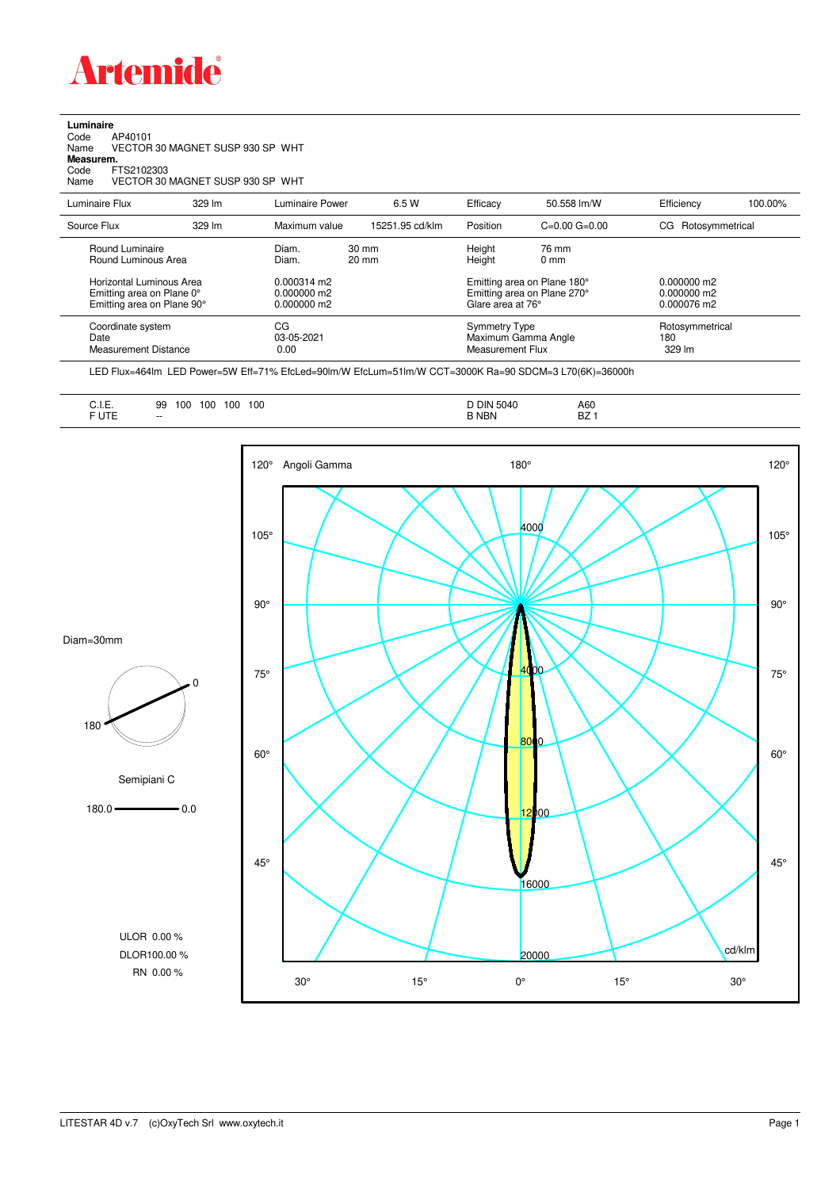# Artemide

**Luminaire**

Code AP40101
Name VECTOR 30 MAGNET SUSP 930 SP WHT

**Measurem.**

Code FTS2102303
Name VECTOR 30 MAGNET SUSP 930 SP WHT

| Luminaire Flux | 329 lm | Luminaire Power | 6.5 W | Efficacy | 50.558 lm/W | Efficiency | 100.00% |
|---|---|---|---|---|---|---|---|
| Source Flux | 329 lm | Maximum value | 15251.95 cd/klm | Position | C=0.00 G=0.00 | CG Rotosymmetrical | |

| | | | | |
|---|---|---|---|---|
| Round Luminaire | Diam. 30 mm | Height 76 mm | | |
| Round Luminous Area | Diam. 20 mm | Height 0 mm | | |
| Horizontal Luminous Area | 0.000314 m2 | Emitting area on Plane 180° | 0.000000 m2 | |
| Emitting area on Plane 0° | 0.000000 m2 | Emitting area on Plane 270° | 0.000000 m2 | |
| Emitting area on Plane 90° | 0.000000 m2 | Glare area at 76° | 0.000076 m2 | |

| | | | |
|---|---|---|---|
| Coordinate system | CG | Symmetry Type | Rotosymmetrical |
| Date | 03-05-2021 | Maximum Gamma Angle | 180 |
| Measurement Distance | 0.00 | Measurement Flux | 329 lm |

LED Flux=464lm LED Power=5W Eff=71% EfcLed=90lm/W EfcLum=51lm/W CCT=3000K Ra=90 SDCM=3 L70(6K)=36000h

| | | | |
|---|---|---|---|
| C.I.E. | 99 100 100 100 100 | D DIN 5040 | A60 |
| F UTE | -- | B NBN | BZ 1 |

Diam=30mm

Semipiani C

180.0 — 0.0

ULOR 0.00 %
DLOR100.00 %
RN 0.00 %

Angoli Gamma — cd/klm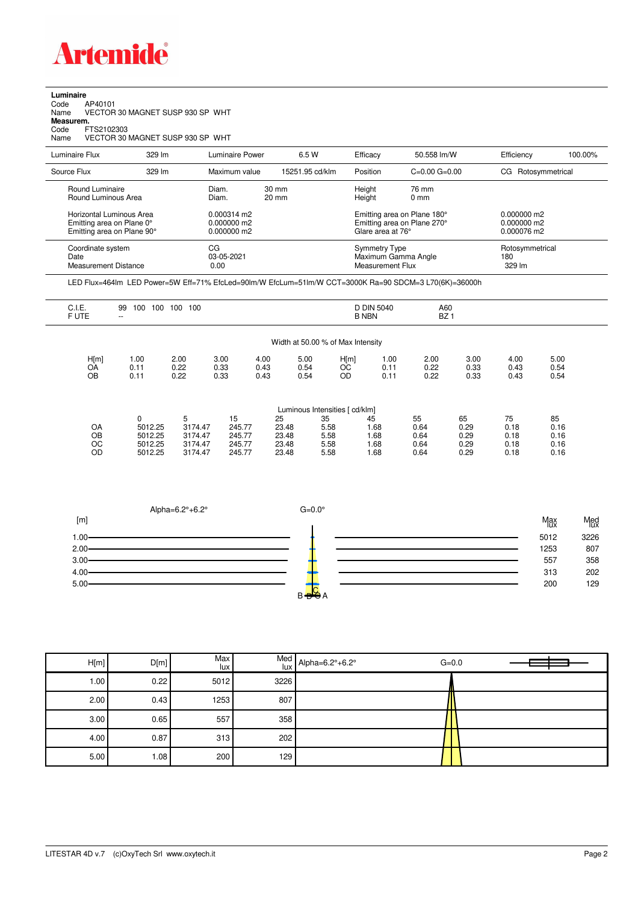Artemide

**Luminaire**
Code AP40101
Name VECTOR 30 MAGNET SUSP 930 SP WHT
**Measurem.**
Code FTS2102303
Name VECTOR 30 MAGNET SUSP 930 SP WHT

| | | | | | | | |
|---|---|---|---|---|---|---|---|
| Luminaire Flux | 329 lm | Luminaire Power | 6.5 W | Efficacy | 50.558 lm/W | Efficiency | 100.00% |
| Source Flux | 329 lm | Maximum value | 15251.95 cd/klm | Position | C=0.00 G=0.00 | CG Rotosymmetrical | |

| | | | | | |
|---|---|---|---|---|---|
| Round Luminaire | Diam. | 30 mm | Height | 76 mm | |
| Round Luminous Area | Diam. | 20 mm | Height | 0 mm | |
| Horizontal Luminous Area | 0.000314 m2 | | Emitting area on Plane 180° | | 0.000000 m2 |
| Emitting area on Plane 0° | 0.000000 m2 | | Emitting area on Plane 270° | | 0.000000 m2 |
| Emitting area on Plane 90° | 0.000000 m2 | | Glare area at 76° | | 0.000076 m2 |
| Coordinate system | CG | | Symmetry Type | | Rotosymmetrical |
| Date | 03-05-2021 | | Maximum Gamma Angle | | 180 |
| Measurement Distance | 0.00 | | Measurement Flux | | 329 lm |

LED Flux=464lm LED Power=5W Eff=71% EfcLed=90lm/W EfcLum=51lm/W CCT=3000K Ra=90 SDCM=3 L70(6K)=36000h

| | | | |
|---|---|---|---|
| C.I.E. | 99 100 100 100 100 | D DIN 5040 | A60 |
| F UTE | -- | B NBN | BZ 1 |

Width at 50.00 % of Max Intensity

| H[m] | 1.00 | 2.00 | 3.00 | 4.00 | 5.00 | H[m] | 1.00 | 2.00 | 3.00 | 4.00 | 5.00 |
|---|---|---|---|---|---|---|---|---|---|---|---|
| OA | 0.11 | 0.22 | 0.33 | 0.43 | 0.54 | OC | 0.11 | 0.22 | 0.33 | 0.43 | 0.54 |
| OB | 0.11 | 0.22 | 0.33 | 0.43 | 0.54 | OD | 0.11 | 0.22 | 0.33 | 0.43 | 0.54 |

Luminous Intensities [ cd/klm]

| | 0 | 5 | 15 | 25 | 35 | 45 | 55 | 65 | 75 | 85 |
|---|---|---|---|---|---|---|---|---|---|---|
| OA | 5012.25 | 3174.47 | 245.77 | 23.48 | 5.58 | 1.68 | 0.64 | 0.29 | 0.18 | 0.16 |
| OB | 5012.25 | 3174.47 | 245.77 | 23.48 | 5.58 | 1.68 | 0.64 | 0.29 | 0.18 | 0.16 |
| OC | 5012.25 | 3174.47 | 245.77 | 23.48 | 5.58 | 1.68 | 0.64 | 0.29 | 0.18 | 0.16 |
| OD | 5012.25 | 3174.47 | 245.77 | 23.48 | 5.58 | 1.68 | 0.64 | 0.29 | 0.18 | 0.16 |

Alpha=6.2°+6.2°
G=0.0°
[m]
Max lux
Med lux
1.00 5012 3226
2.00 1253 807
3.00 557 358
4.00 313 202
5.00 200 129
B D C A

| H[m] | D[m] | Max lux | Med lux | Alpha=6.2°+6.2° G=0.0 |
|---|---|---|---|---|
| 1.00 | 0.22 | 5012 | 3226 | |
| 2.00 | 0.43 | 1253 | 807 | |
| 3.00 | 0.65 | 557 | 358 | |
| 4.00 | 0.87 | 313 | 202 | |
| 5.00 | 1.08 | 200 | 129 | |

LITESTAR 4D v.7 (c)OxyTech Srl www.oxytech.it